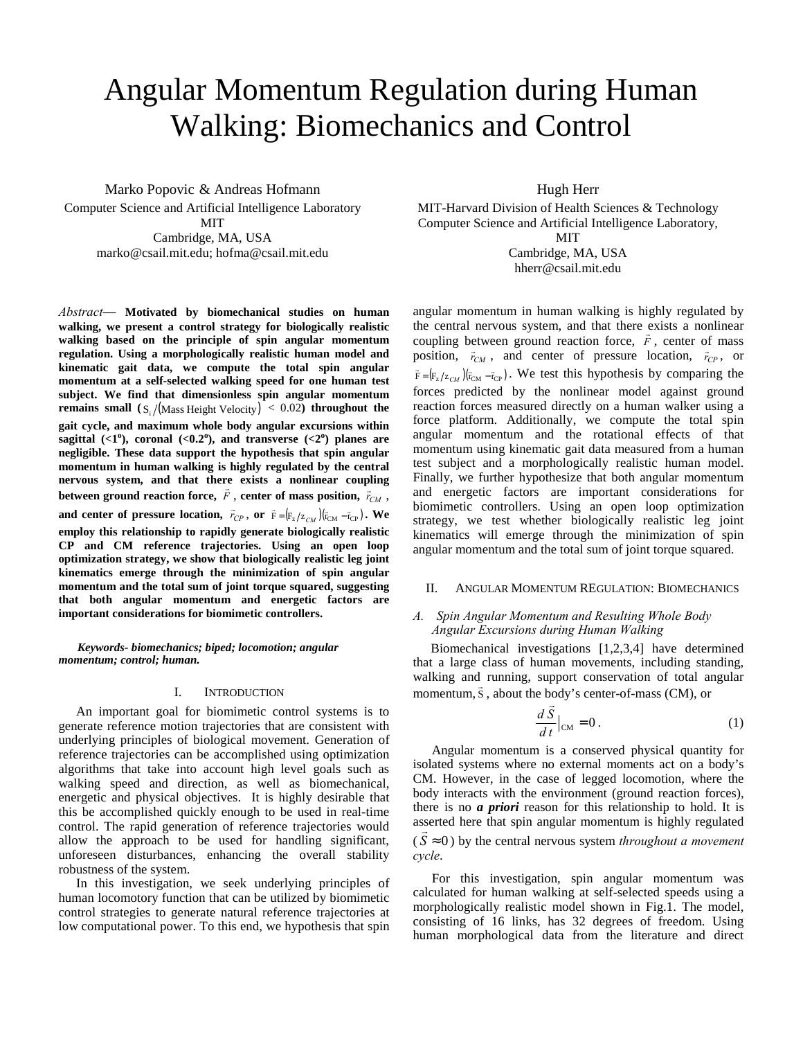# Angular Momentum Regulation during Human Walking: Biomechanics and Control

Marko Popovic & Andreas Hofmann
Computer Science and Artificial Intelligence Laboratory
MIT
Cambridge, MA, USA
marko@csail.mit.edu; hofma@csail.mit.edu

Hugh Herr
MIT-Harvard Division of Health Sciences & Technology
Computer Science and Artificial Intelligence Laboratory,
MIT
Cambridge, MA, USA
hherr@csail.mit.edu

*Abstract*— **Motivated by biomechanical studies on human walking, we present a control strategy for biologically realistic walking based on the principle of spin angular momentum regulation. Using a morphologically realistic human model and kinematic gait data, we compute the total spin angular momentum at a self-selected walking speed for one human test subject. We find that dimensionless spin angular momentum remains small ($S_i/(\text{Mass Height Velocity}) < 0.02$) throughout the gait cycle, and maximum whole body angular excursions within sagittal (<1°), coronal (<0.2°), and transverse (<2°) planes are negligible. These data support the hypothesis that spin angular momentum in human walking is highly regulated by the central nervous system, and that there exists a nonlinear coupling between ground reaction force, $\vec{F}$, center of mass position, $\vec{r}_{CM}$, and center of pressure location, $\vec{r}_{CP}$, or $\vec{F} = (F_z/z_{CM})(\vec{r}_{CM} - \vec{r}_{CP})$. We employ this relationship to rapidly generate biologically realistic CP and CM reference trajectories. Using an open loop optimization strategy, we show that biologically realistic leg joint kinematics emerge through the minimization of spin angular momentum and the total sum of joint torque squared, suggesting that both angular momentum and energetic factors are important considerations for biomimetic controllers.**

***Keywords- biomechanics; biped; locomotion; angular momentum; control; human.***

## I. Introduction

An important goal for biomimetic control systems is to generate reference motion trajectories that are consistent with underlying principles of biological movement. Generation of reference trajectories can be accomplished using optimization algorithms that take into account high level goals such as walking speed and direction, as well as biomechanical, energetic and physical objectives. It is highly desirable that this be accomplished quickly enough to be used in real-time control. The rapid generation of reference trajectories would allow the approach to be used for handling significant, unforeseen disturbances, enhancing the overall stability robustness of the system.

In this investigation, we seek underlying principles of human locomotory function that can be utilized by biomimetic control strategies to generate natural reference trajectories at low computational power. To this end, we hypothesis that spin angular momentum in human walking is highly regulated by the central nervous system, and that there exists a nonlinear coupling between ground reaction force, $\vec{F}$, center of mass position, $\vec{r}_{CM}$, and center of pressure location, $\vec{r}_{CP}$, or $\vec{F} = (F_z/z_{CM})(\vec{r}_{CM} - \vec{r}_{CP})$. We test this hypothesis by comparing the forces predicted by the nonlinear model against ground reaction forces measured directly on a human walker using a force platform. Additionally, we compute the total spin angular momentum and the rotational effects of that momentum using kinematic gait data measured from a human test subject and a morphologically realistic human model. Finally, we further hypothesize that both angular momentum and energetic factors are important considerations for biomimetic controllers. Using an open loop optimization strategy, we test whether biologically realistic leg joint kinematics will emerge through the minimization of spin angular momentum and the total sum of joint torque squared.

## II. Angular Momentum Regulation: Biomechanics

### *A. Spin Angular Momentum and Resulting Whole Body Angular Excursions during Human Walking*

Biomechanical investigations [1,2,3,4] have determined that a large class of human movements, including standing, walking and running, support conservation of total angular momentum, $\vec{S}$, about the body's center-of-mass (CM), or

$$\frac{d\vec{S}}{dt}\Big|_{CM} = 0\,. \tag{1}$$

Angular momentum is a conserved physical quantity for isolated systems where no external moments act on a body's CM. However, in the case of legged locomotion, where the body interacts with the environment (ground reaction forces), there is no ***a priori*** reason for this relationship to hold. It is asserted here that spin angular momentum is highly regulated ($\vec{S} \approx 0$) by the central nervous system *throughout a movement cycle*.

For this investigation, spin angular momentum was calculated for human walking at self-selected speeds using a morphologically realistic model shown in Fig.1. The model, consisting of 16 links, has 32 degrees of freedom. Using human morphological data from the literature and direct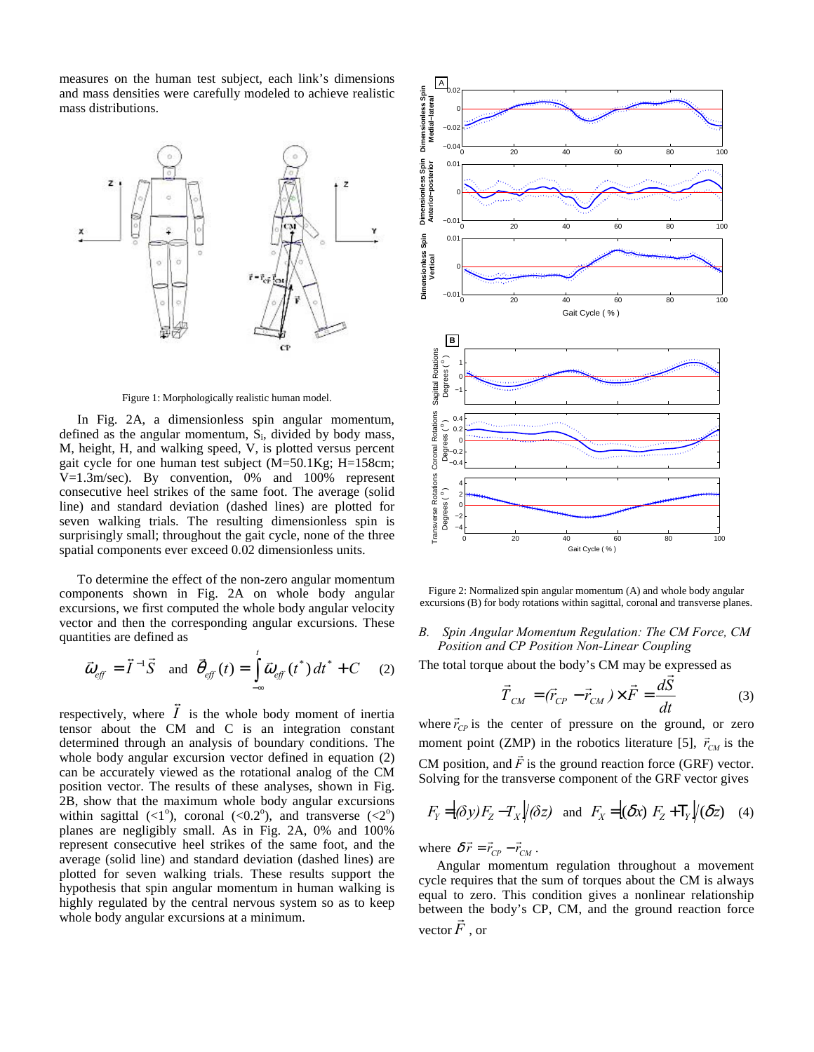measures on the human test subject, each link's dimensions and mass densities were carefully modeled to achieve realistic mass distributions.

Figure 1: Morphologically realistic human model.

In Fig. 2A, a dimensionless spin angular momentum, defined as the angular momentum, $S_i$, divided by body mass, M, height, H, and walking speed, V, is plotted versus percent gait cycle for one human test subject (M=50.1Kg; H=158cm; V=1.3m/sec). By convention, 0% and 100% represent consecutive heel strikes of the same foot. The average (solid line) and standard deviation (dashed lines) are plotted for seven walking trials. The resulting dimensionless spin is surprisingly small; throughout the gait cycle, none of the three spatial components ever exceed 0.02 dimensionless units.

To determine the effect of the non-zero angular momentum components shown in Fig. 2A on whole body angular excursions, we first computed the whole body angular velocity vector and then the corresponding angular excursions. These quantities are defined as

$$\vec{\omega}_{eff} = \vec{I}^{-1}\vec{S} \quad \text{and} \quad \vec{\theta}_{eff}(t) = \int_{-\infty}^{t} \vec{\omega}_{eff}(t^*)\, dt^* + C \qquad (2)$$

respectively, where $\vec{I}$ is the whole body moment of inertia tensor about the CM and C is an integration constant determined through an analysis of boundary conditions. The whole body angular excursion vector defined in equation (2) can be accurately viewed as the rotational analog of the CM position vector. The results of these analyses, shown in Fig. 2B, show that the maximum whole body angular excursions within sagittal (<1°), coronal (<0.2°), and transverse (<2°) planes are negligibly small. As in Fig. 2A, 0% and 100% represent consecutive heel strikes of the same foot, and the average (solid line) and standard deviation (dashed lines) are plotted for seven walking trials. These results support the hypothesis that spin angular momentum in human walking is highly regulated by the central nervous system so as to keep whole body angular excursions at a minimum.

Figure 2: Normalized spin angular momentum (A) and whole body angular excursions (B) for body rotations within sagittal, coronal and transverse planes.

### *B. Spin Angular Momentum Regulation: The CM Force, CM Position and CP Position Non-Linear Coupling*

The total torque about the body's CM may be expressed as

$$\vec{T}_{CM} = (\vec{r}_{CP} - \vec{r}_{CM}) \times \vec{F} = \frac{d\vec{S}}{dt} \qquad (3)$$

where $\vec{r}_{CP}$ is the center of pressure on the ground, or zero moment point (ZMP) in the robotics literature [5], $\vec{r}_{CM}$ is the CM position, and $\vec{F}$ is the ground reaction force (GRF) vector. Solving for the transverse component of the GRF vector gives

$$F_Y = \left[(\delta y) F_Z - T_X\right] / (\delta z) \quad \text{and} \quad F_X = \left[(\delta x)\, F_Z + T_Y\right] / (\delta z) \qquad (4)$$

where $\delta\vec{r} = \vec{r}_{CP} - \vec{r}_{CM}$.

Angular momentum regulation throughout a movement cycle requires that the sum of torques about the CM is always equal to zero. This condition gives a nonlinear relationship between the body's CP, CM, and the ground reaction force vector $\vec{F}$, or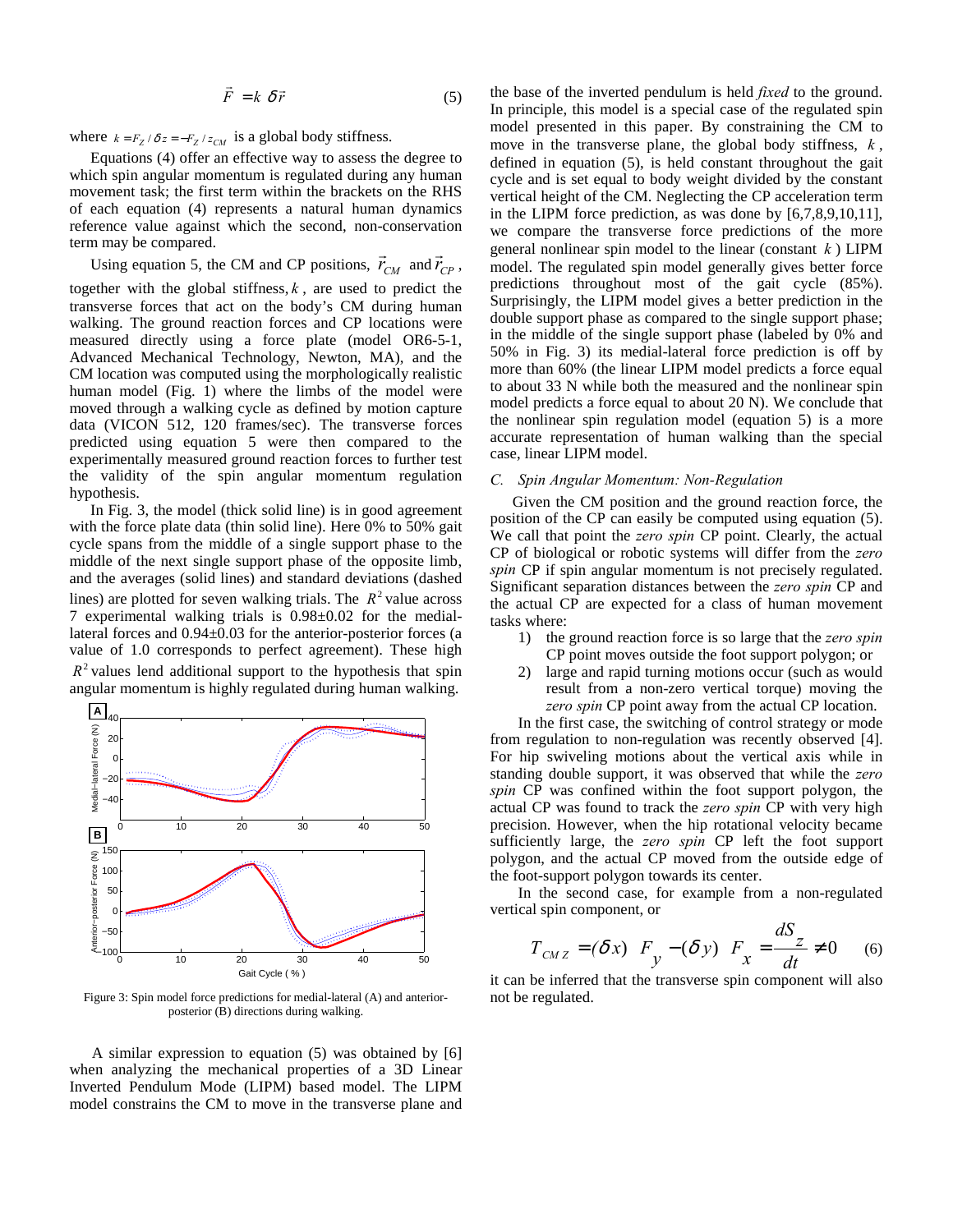$$\vec{F} = k\ \delta\vec{r} \tag{5}$$

where $k = F_Z / \delta z = -F_Z / z_{CM}$ is a global body stiffness.

Equations (4) offer an effective way to assess the degree to which spin angular momentum is regulated during any human movement task; the first term within the brackets on the RHS of each equation (4) represents a natural human dynamics reference value against which the second, non-conservation term may be compared.

Using equation 5, the CM and CP positions, $\vec{r}_{CM}$ and $\vec{r}_{CP}$, together with the global stiffness, $k$, are used to predict the transverse forces that act on the body's CM during human walking. The ground reaction forces and CP locations were measured directly using a force plate (model OR6-5-1, Advanced Mechanical Technology, Newton, MA), and the CM location was computed using the morphologically realistic human model (Fig. 1) where the limbs of the model were moved through a walking cycle as defined by motion capture data (VICON 512, 120 frames/sec). The transverse forces predicted using equation 5 were then compared to the experimentally measured ground reaction forces to further test the validity of the spin angular momentum regulation hypothesis.

In Fig. 3, the model (thick solid line) is in good agreement with the force plate data (thin solid line). Here 0% to 50% gait cycle spans from the middle of a single support phase to the middle of the next single support phase of the opposite limb, and the averages (solid lines) and standard deviations (dashed lines) are plotted for seven walking trials. The $R^2$ value across 7 experimental walking trials is 0.98±0.02 for the medial-lateral forces and 0.94±0.03 for the anterior-posterior forces (a value of 1.0 corresponds to perfect agreement). These high $R^2$ values lend additional support to the hypothesis that spin angular momentum is highly regulated during human walking.

Figure 3: Spin model force predictions for medial-lateral (A) and anterior-posterior (B) directions during walking.

A similar expression to equation (5) was obtained by [6] when analyzing the mechanical properties of a 3D Linear Inverted Pendulum Mode (LIPM) based model. The LIPM model constrains the CM to move in the transverse plane and the base of the inverted pendulum is held *fixed* to the ground. In principle, this model is a special case of the regulated spin model presented in this paper. By constraining the CM to move in the transverse plane, the global body stiffness, $k$, defined in equation (5), is held constant throughout the gait cycle and is set equal to body weight divided by the constant vertical height of the CM. Neglecting the CP acceleration term in the LIPM force prediction, as was done by [6,7,8,9,10,11], we compare the transverse force predictions of the more general nonlinear spin model to the linear (constant $k$) LIPM model. The regulated spin model generally gives better force predictions throughout most of the gait cycle (85%). Surprisingly, the LIPM model gives a better prediction in the double support phase as compared to the single support phase; in the middle of the single support phase (labeled by 0% and 50% in Fig. 3) its medial-lateral force prediction is off by more than 60% (the linear LIPM model predicts a force equal to about 33 N while both the measured and the nonlinear spin model predicts a force equal to about 20 N). We conclude that the nonlinear spin regulation model (equation 5) is a more accurate representation of human walking than the special case, linear LIPM model.

### *C. Spin Angular Momentum: Non-Regulation*

Given the CM position and the ground reaction force, the position of the CP can easily be computed using equation (5). We call that point the *zero spin* CP point. Clearly, the actual CP of biological or robotic systems will differ from the *zero spin* CP if spin angular momentum is not precisely regulated. Significant separation distances between the *zero spin* CP and the actual CP are expected for a class of human movement tasks where:

1) the ground reaction force is so large that the *zero spin* CP point moves outside the foot support polygon; or
2) large and rapid turning motions occur (such as would result from a non-zero vertical torque) moving the *zero spin* CP point away from the actual CP location.

In the first case, the switching of control strategy or mode from regulation to non-regulation was recently observed [4]. For hip swiveling motions about the vertical axis while in standing double support, it was observed that while the *zero spin* CP was confined within the foot support polygon, the actual CP was found to track the *zero spin* CP with very high precision. However, when the hip rotational velocity became sufficiently large, the *zero spin* CP left the foot support polygon, and the actual CP moved from the outside edge of the foot-support polygon towards its center.

In the second case, for example from a non-regulated vertical spin component, or

$$T_{CM\,Z} = (\delta x)\ F_y - (\delta y)\ F_x = \frac{dS_z}{dt} \neq 0 \tag{6}$$

it can be inferred that the transverse spin component will also not be regulated.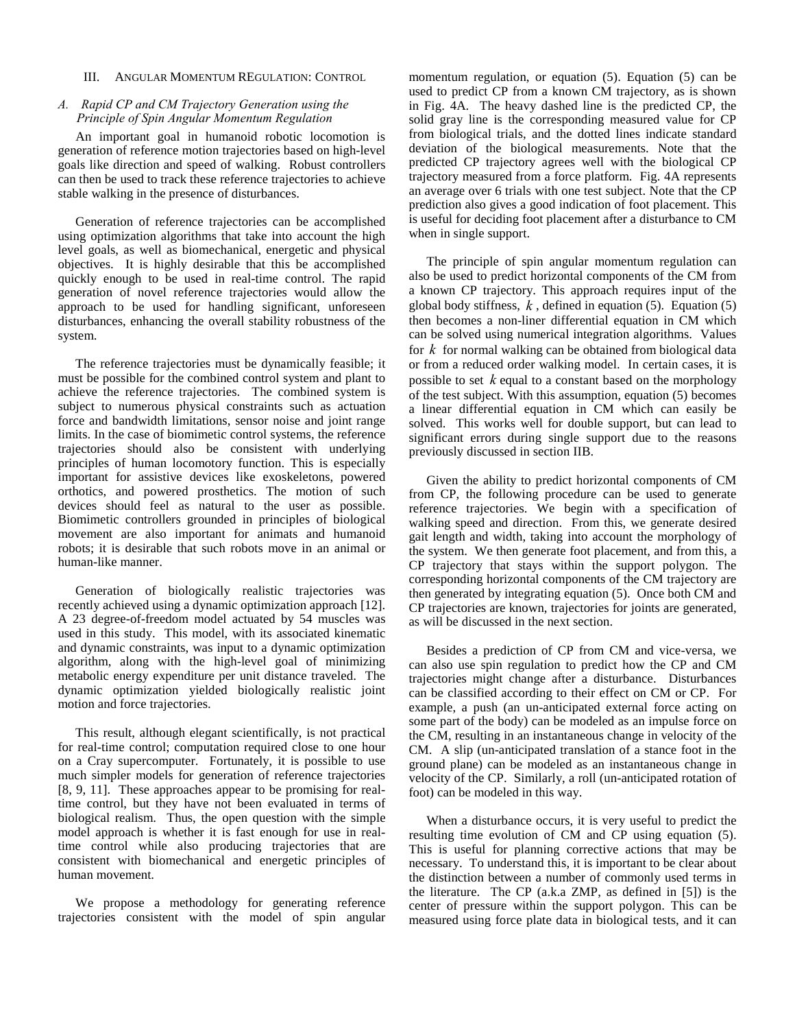## III. Angular Momentum REgulation: Control

### *A. Rapid CP and CM Trajectory Generation using the Principle of Spin Angular Momentum Regulation*

An important goal in humanoid robotic locomotion is generation of reference motion trajectories based on high-level goals like direction and speed of walking. Robust controllers can then be used to track these reference trajectories to achieve stable walking in the presence of disturbances.

Generation of reference trajectories can be accomplished using optimization algorithms that take into account the high level goals, as well as biomechanical, energetic and physical objectives. It is highly desirable that this be accomplished quickly enough to be used in real-time control. The rapid generation of novel reference trajectories would allow the approach to be used for handling significant, unforeseen disturbances, enhancing the overall stability robustness of the system.

The reference trajectories must be dynamically feasible; it must be possible for the combined control system and plant to achieve the reference trajectories. The combined system is subject to numerous physical constraints such as actuation force and bandwidth limitations, sensor noise and joint range limits. In the case of biomimetic control systems, the reference trajectories should also be consistent with underlying principles of human locomotory function. This is especially important for assistive devices like exoskeletons, powered orthotics, and powered prosthetics. The motion of such devices should feel as natural to the user as possible. Biomimetic controllers grounded in principles of biological movement are also important for animats and humanoid robots; it is desirable that such robots move in an animal or human-like manner.

Generation of biologically realistic trajectories was recently achieved using a dynamic optimization approach [12]. A 23 degree-of-freedom model actuated by 54 muscles was used in this study. This model, with its associated kinematic and dynamic constraints, was input to a dynamic optimization algorithm, along with the high-level goal of minimizing metabolic energy expenditure per unit distance traveled. The dynamic optimization yielded biologically realistic joint motion and force trajectories.

This result, although elegant scientifically, is not practical for real-time control; computation required close to one hour on a Cray supercomputer. Fortunately, it is possible to use much simpler models for generation of reference trajectories [8, 9, 11]. These approaches appear to be promising for real-time control, but they have not been evaluated in terms of biological realism. Thus, the open question with the simple model approach is whether it is fast enough for use in real-time control while also producing trajectories that are consistent with biomechanical and energetic principles of human movement.

We propose a methodology for generating reference trajectories consistent with the model of spin angular momentum regulation, or equation (5). Equation (5) can be used to predict CP from a known CM trajectory, as is shown in Fig. 4A. The heavy dashed line is the predicted CP, the solid gray line is the corresponding measured value for CP from biological trials, and the dotted lines indicate standard deviation of the biological measurements. Note that the predicted CP trajectory agrees well with the biological CP trajectory measured from a force platform. Fig. 4A represents an average over 6 trials with one test subject. Note that the CP prediction also gives a good indication of foot placement. This is useful for deciding foot placement after a disturbance to CM when in single support.

The principle of spin angular momentum regulation can also be used to predict horizontal components of the CM from a known CP trajectory. This approach requires input of the global body stiffness, $k$, defined in equation (5). Equation (5) then becomes a non-liner differential equation in CM which can be solved using numerical integration algorithms. Values for $k$ for normal walking can be obtained from biological data or from a reduced order walking model. In certain cases, it is possible to set $k$ equal to a constant based on the morphology of the test subject. With this assumption, equation (5) becomes a linear differential equation in CM which can easily be solved. This works well for double support, but can lead to significant errors during single support due to the reasons previously discussed in section IIB.

Given the ability to predict horizontal components of CM from CP, the following procedure can be used to generate reference trajectories. We begin with a specification of walking speed and direction. From this, we generate desired gait length and width, taking into account the morphology of the system. We then generate foot placement, and from this, a CP trajectory that stays within the support polygon. The corresponding horizontal components of the CM trajectory are then generated by integrating equation (5). Once both CM and CP trajectories are known, trajectories for joints are generated, as will be discussed in the next section.

Besides a prediction of CP from CM and vice-versa, we can also use spin regulation to predict how the CP and CM trajectories might change after a disturbance. Disturbances can be classified according to their effect on CM or CP. For example, a push (an un-anticipated external force acting on some part of the body) can be modeled as an impulse force on the CM, resulting in an instantaneous change in velocity of the CM. A slip (un-anticipated translation of a stance foot in the ground plane) can be modeled as an instantaneous change in velocity of the CP. Similarly, a roll (un-anticipated rotation of foot) can be modeled in this way.

When a disturbance occurs, it is very useful to predict the resulting time evolution of CM and CP using equation (5). This is useful for planning corrective actions that may be necessary. To understand this, it is important to be clear about the distinction between a number of commonly used terms in the literature. The CP (a.k.a ZMP, as defined in [5]) is the center of pressure within the support polygon. This can be measured using force plate data in biological tests, and it can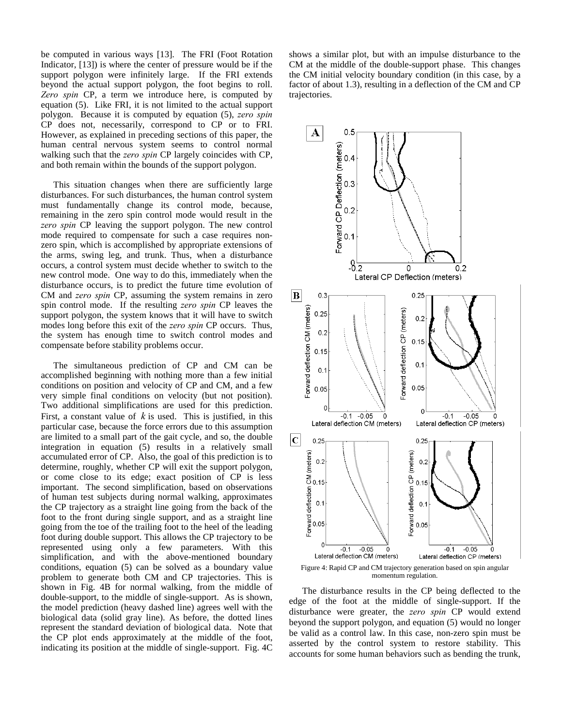be computed in various ways [13]. The FRI (Foot Rotation Indicator, [13]) is where the center of pressure would be if the support polygon were infinitely large. If the FRI extends beyond the actual support polygon, the foot begins to roll. *Zero spin* CP, a term we introduce here, is computed by equation (5). Like FRI, it is not limited to the actual support polygon. Because it is computed by equation (5), *zero spin* CP does not, necessarily, correspond to CP or to FRI. However, as explained in preceding sections of this paper, the human central nervous system seems to control normal walking such that the *zero spin* CP largely coincides with CP, and both remain within the bounds of the support polygon.

This situation changes when there are sufficiently large disturbances. For such disturbances, the human control system must fundamentally change its control mode, because, remaining in the zero spin control mode would result in the *zero spin* CP leaving the support polygon. The new control mode required to compensate for such a case requires non-zero spin, which is accomplished by appropriate extensions of the arms, swing leg, and trunk. Thus, when a disturbance occurs, a control system must decide whether to switch to the new control mode. One way to do this, immediately when the disturbance occurs, is to predict the future time evolution of CM and *zero spin* CP, assuming the system remains in zero spin control mode. If the resulting *zero spin* CP leaves the support polygon, the system knows that it will have to switch modes long before this exit of the *zero spin* CP occurs. Thus, the system has enough time to switch control modes and compensate before stability problems occur.

The simultaneous prediction of CP and CM can be accomplished beginning with nothing more than a few initial conditions on position and velocity of CP and CM, and a few very simple final conditions on velocity (but not position). Two additional simplifications are used for this prediction. First, a constant value of $k$ is used. This is justified, in this particular case, because the force errors due to this assumption are limited to a small part of the gait cycle, and so, the double integration in equation (5) results in a relatively small accumulated error of CP. Also, the goal of this prediction is to determine, roughly, whether CP will exit the support polygon, or come close to its edge; exact position of CP is less important. The second simplification, based on observations of human test subjects during normal walking, approximates the CP trajectory as a straight line going from the back of the foot to the front during single support, and as a straight line going from the toe of the trailing foot to the heel of the leading foot during double support. This allows the CP trajectory to be represented using only a few parameters. With this simplification, and with the above-mentioned boundary conditions, equation (5) can be solved as a boundary value problem to generate both CM and CP trajectories. This is shown in Fig. 4B for normal walking, from the middle of double-support, to the middle of single-support. As is shown, the model prediction (heavy dashed line) agrees well with the biological data (solid gray line). As before, the dotted lines represent the standard deviation of biological data. Note that the CP plot ends approximately at the middle of the foot, indicating its position at the middle of single-support. Fig. 4C shows a similar plot, but with an impulse disturbance to the CM at the middle of the double-support phase. This changes the CM initial velocity boundary condition (in this case, by a factor of about 1.3), resulting in a deflection of the CM and CP trajectories.

Figure 4: Rapid CP and CM trajectory generation based on spin angular momentum regulation.

The disturbance results in the CP being deflected to the edge of the foot at the middle of single-support. If the disturbance were greater, the *zero spin* CP would extend beyond the support polygon, and equation (5) would no longer be valid as a control law. In this case, non-zero spin must be asserted by the control system to restore stability. This accounts for some human behaviors such as bending the trunk,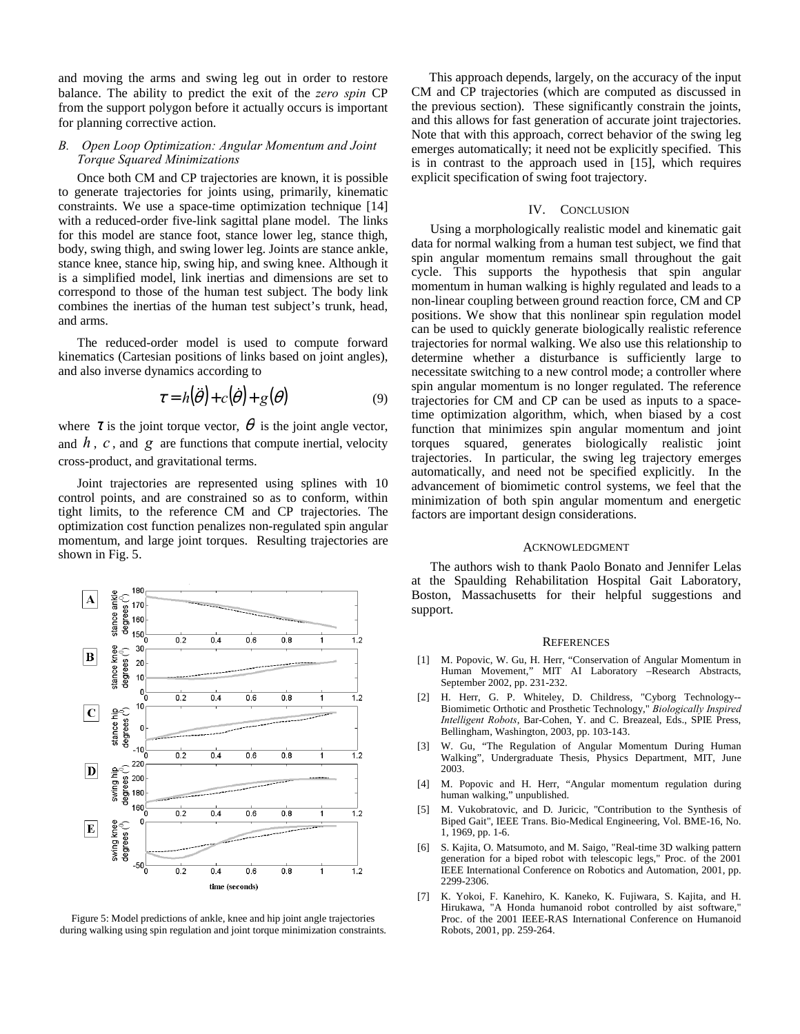and moving the arms and swing leg out in order to restore balance. The ability to predict the exit of the *zero spin* CP from the support polygon before it actually occurs is important for planning corrective action.

### *B. Open Loop Optimization: Angular Momentum and Joint Torque Squared Minimizations*

Once both CM and CP trajectories are known, it is possible to generate trajectories for joints using, primarily, kinematic constraints. We use a space-time optimization technique [14] with a reduced-order five-link sagittal plane model. The links for this model are stance foot, stance lower leg, stance thigh, body, swing thigh, and swing lower leg. Joints are stance ankle, stance knee, stance hip, swing hip, and swing knee. Although it is a simplified model, link inertias and dimensions are set to correspond to those of the human test subject. The body link combines the inertias of the human test subject's trunk, head, and arms.

The reduced-order model is used to compute forward kinematics (Cartesian positions of links based on joint angles), and also inverse dynamics according to

$$\tau = h(\ddot{\theta}) + c(\dot{\theta}) + g(\theta) \tag{9}$$

where $\tau$ is the joint torque vector, $\theta$ is the joint angle vector, and $h$, $c$, and $g$ are functions that compute inertial, velocity cross-product, and gravitational terms.

Joint trajectories are represented using splines with 10 control points, and are constrained so as to conform, within tight limits, to the reference CM and CP trajectories. The optimization cost function penalizes non-regulated spin angular momentum, and large joint torques. Resulting trajectories are shown in Fig. 5.

Figure 5: Model predictions of ankle, knee and hip joint angle trajectories during walking using spin regulation and joint torque minimization constraints.

This approach depends, largely, on the accuracy of the input CM and CP trajectories (which are computed as discussed in the previous section). These significantly constrain the joints, and this allows for fast generation of accurate joint trajectories. Note that with this approach, correct behavior of the swing leg emerges automatically; it need not be explicitly specified. This is in contrast to the approach used in [15], which requires explicit specification of swing foot trajectory.

## IV. Conclusion

Using a morphologically realistic model and kinematic gait data for normal walking from a human test subject, we find that spin angular momentum remains small throughout the gait cycle. This supports the hypothesis that spin angular momentum in human walking is highly regulated and leads to a non-linear coupling between ground reaction force, CM and CP positions. We show that this nonlinear spin regulation model can be used to quickly generate biologically realistic reference trajectories for normal walking. We also use this relationship to determine whether a disturbance is sufficiently large to necessitate switching to a new control mode; a controller where spin angular momentum is no longer regulated. The reference trajectories for CM and CP can be used as inputs to a space-time optimization algorithm, which, when biased by a cost function that minimizes spin angular momentum and joint torques squared, generates biologically realistic joint trajectories. In particular, the swing leg trajectory emerges automatically, and need not be specified explicitly. In the advancement of biomimetic control systems, we feel that the minimization of both spin angular momentum and energetic factors are important design considerations.

## Acknowledgment

The authors wish to thank Paolo Bonato and Jennifer Lelas at the Spaulding Rehabilitation Hospital Gait Laboratory, Boston, Massachusetts for their helpful suggestions and support.

## References

[1] M. Popovic, W. Gu, H. Herr, "Conservation of Angular Momentum in Human Movement," MIT AI Laboratory –Research Abstracts, September 2002, pp. 231-232.

[2] H. Herr, G. P. Whiteley, D. Childress, "Cyborg Technology--Biomimetic Orthotic and Prosthetic Technology," *Biologically Inspired Intelligent Robots*, Bar-Cohen, Y. and C. Breazeal, Eds., SPIE Press, Bellingham, Washington, 2003, pp. 103-143.

[3] W. Gu, "The Regulation of Angular Momentum During Human Walking", Undergraduate Thesis, Physics Department, MIT, June 2003.

[4] M. Popovic and H. Herr, "Angular momentum regulation during human walking," unpublished.

[5] M. Vukobratovic, and D. Juricic, "Contribution to the Synthesis of Biped Gait", IEEE Trans. Bio-Medical Engineering, Vol. BME-16, No. 1, 1969, pp. 1-6.

[6] S. Kajita, O. Matsumoto, and M. Saigo, "Real-time 3D walking pattern generation for a biped robot with telescopic legs," Proc. of the 2001 IEEE International Conference on Robotics and Automation, 2001, pp. 2299-2306.

[7] K. Yokoi, F. Kanehiro, K. Kaneko, K. Fujiwara, S. Kajita, and H. Hirukawa, "A Honda humanoid robot controlled by aist software," Proc. of the 2001 IEEE-RAS International Conference on Humanoid Robots, 2001, pp. 259-264.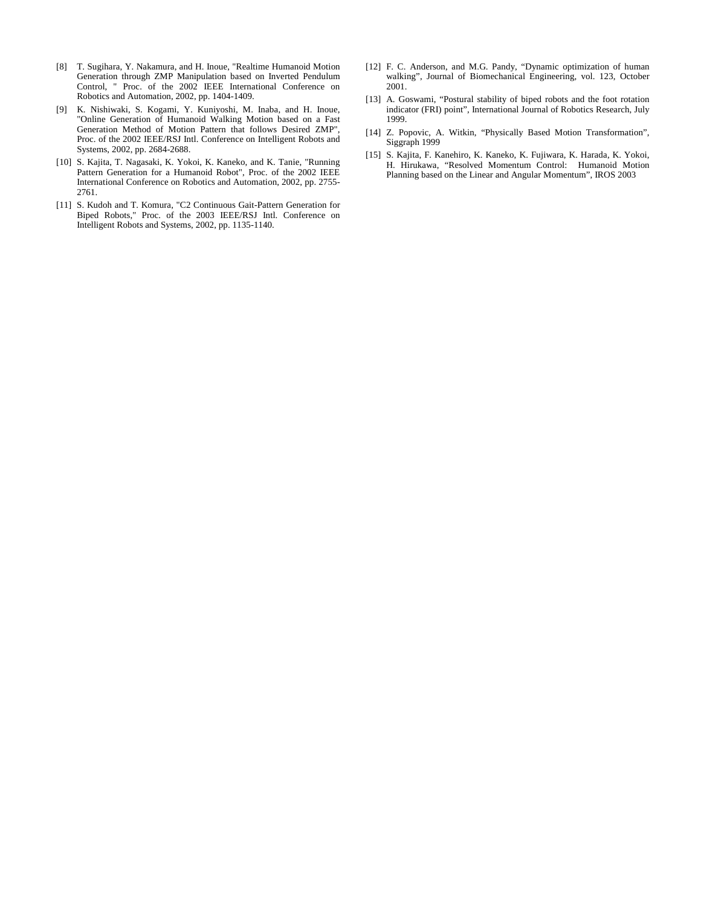[8] T. Sugihara, Y. Nakamura, and H. Inoue, "Realtime Humanoid Motion Generation through ZMP Manipulation based on Inverted Pendulum Control, " Proc. of the 2002 IEEE International Conference on Robotics and Automation, 2002, pp. 1404-1409.

[9] K. Nishiwaki, S. Kogami, Y. Kuniyoshi, M. Inaba, and H. Inoue, "Online Generation of Humanoid Walking Motion based on a Fast Generation Method of Motion Pattern that follows Desired ZMP", Proc. of the 2002 IEEE/RSJ Intl. Conference on Intelligent Robots and Systems, 2002, pp. 2684-2688.

[10] S. Kajita, T. Nagasaki, K. Yokoi, K. Kaneko, and K. Tanie, "Running Pattern Generation for a Humanoid Robot", Proc. of the 2002 IEEE International Conference on Robotics and Automation, 2002, pp. 2755-2761.

[11] S. Kudoh and T. Komura, "C2 Continuous Gait-Pattern Generation for Biped Robots," Proc. of the 2003 IEEE/RSJ Intl. Conference on Intelligent Robots and Systems, 2002, pp. 1135-1140.

[12] F. C. Anderson, and M.G. Pandy, "Dynamic optimization of human walking", Journal of Biomechanical Engineering, vol. 123, October 2001.

[13] A. Goswami, "Postural stability of biped robots and the foot rotation indicator (FRI) point", International Journal of Robotics Research, July 1999.

[14] Z. Popovic, A. Witkin, "Physically Based Motion Transformation", Siggraph 1999

[15] S. Kajita, F. Kanehiro, K. Kaneko, K. Fujiwara, K. Harada, K. Yokoi, H. Hirukawa, "Resolved Momentum Control: Humanoid Motion Planning based on the Linear and Angular Momentum", IROS 2003